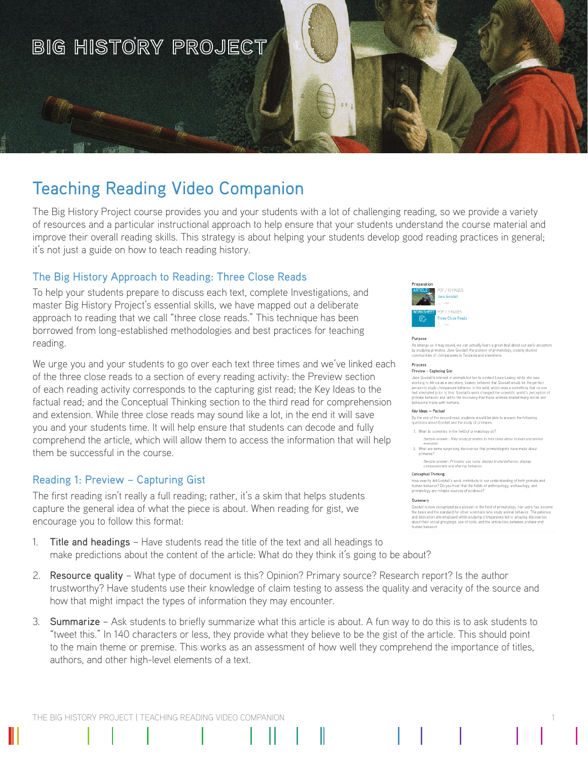# Teaching Reading Video Companion

The Big History Project course provides you and your students with a lot of challenging reading, so we provide a variety of resources and a particular instructional approach to help ensure that your students understand the course material and improve their overall reading skills. This strategy is about helping your students develop good reading practices in general; it's not just a guide on how to teach reading history.

## The Big History Approach to Reading: Three Close Reads

To help your students prepare to discuss each text, complete Investigations, and master Big History Project's essential skills, we have mapped out a deliberate approach to reading that we call "three close reads." This technique has been borrowed from long-established methodologies and best practices for teaching reading.

We urge you and your students to go over each text three times and we've linked each of the three close reads to a section of every reading activity: the Preview section of each reading activity corresponds to the capturing gist read; the Key Ideas to the factual read; and the Conceptual Thinking section to the third read for comprehension and extension. While three close reads may sound like a lot, in the end it will save you and your students time. It will help ensure that students can decode and fully comprehend the article, which will allow them to access the information that will help them be successful in the course.

## Reading 1: Preview – Capturing Gist

The first reading isn't really a full reading; rather, it's a skim that helps students capture the general idea of what the piece is about. When reading for gist, we encourage you to follow this format:

1. **Title and headings** – Have students read the title of the text and all headings to make predictions about the content of the article: What do they think it's going to be about?
2. **Resource quality** – What type of document is this? Opinion? Primary source? Research report? Is the author trustworthy? Have students use their knowledge of claim testing to assess the quality and veracity of the source and how that might impact the types of information they may encounter.
3. **Summarize** – Ask students to briefly summarize what this article is about. A fun way to do this is to ask students to "tweet this." In 140 characters or less, they provide what they believe to be the gist of the article. This should point to the main theme or premise. This works as an assessment of how well they comprehend the importance of titles, authors, and other high-level elements of a text.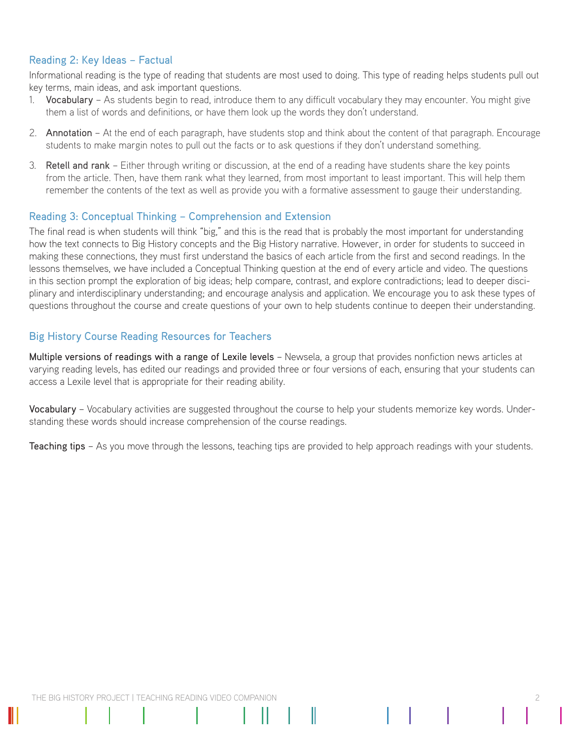## Reading 2: Key Ideas – Factual

Informational reading is the type of reading that students are most used to doing. This type of reading helps students pull out key terms, main ideas, and ask important questions.

1. **Vocabulary** – As students begin to read, introduce them to any difficult vocabulary they may encounter. You might give them a list of words and definitions, or have them look up the words they don't understand.

2. **Annotation** – At the end of each paragraph, have students stop and think about the content of that paragraph. Encourage students to make margin notes to pull out the facts or to ask questions if they don't understand something.

3. **Retell and rank** – Either through writing or discussion, at the end of a reading have students share the key points from the article. Then, have them rank what they learned, from most important to least important. This will help them remember the contents of the text as well as provide you with a formative assessment to gauge their understanding.

## Reading 3: Conceptual Thinking – Comprehension and Extension

The final read is when students will think "big," and this is the read that is probably the most important for understanding how the text connects to Big History concepts and the Big History narrative. However, in order for students to succeed in making these connections, they must first understand the basics of each article from the first and second readings. In the lessons themselves, we have included a Conceptual Thinking question at the end of every article and video. The questions in this section prompt the exploration of big ideas; help compare, contrast, and explore contradictions; lead to deeper disciplinary and interdisciplinary understanding; and encourage analysis and application. We encourage you to ask these types of questions throughout the course and create questions of your own to help students continue to deepen their understanding.

## Big History Course Reading Resources for Teachers

**Multiple versions of readings with a range of Lexile levels** – Newsela, a group that provides nonfiction news articles at varying reading levels, has edited our readings and provided three or four versions of each, ensuring that your students can access a Lexile level that is appropriate for their reading ability.

**Vocabulary** – Vocabulary activities are suggested throughout the course to help your students memorize key words. Understanding these words should increase comprehension of the course readings.

**Teaching tips** – As you move through the lessons, teaching tips are provided to help approach readings with your students.